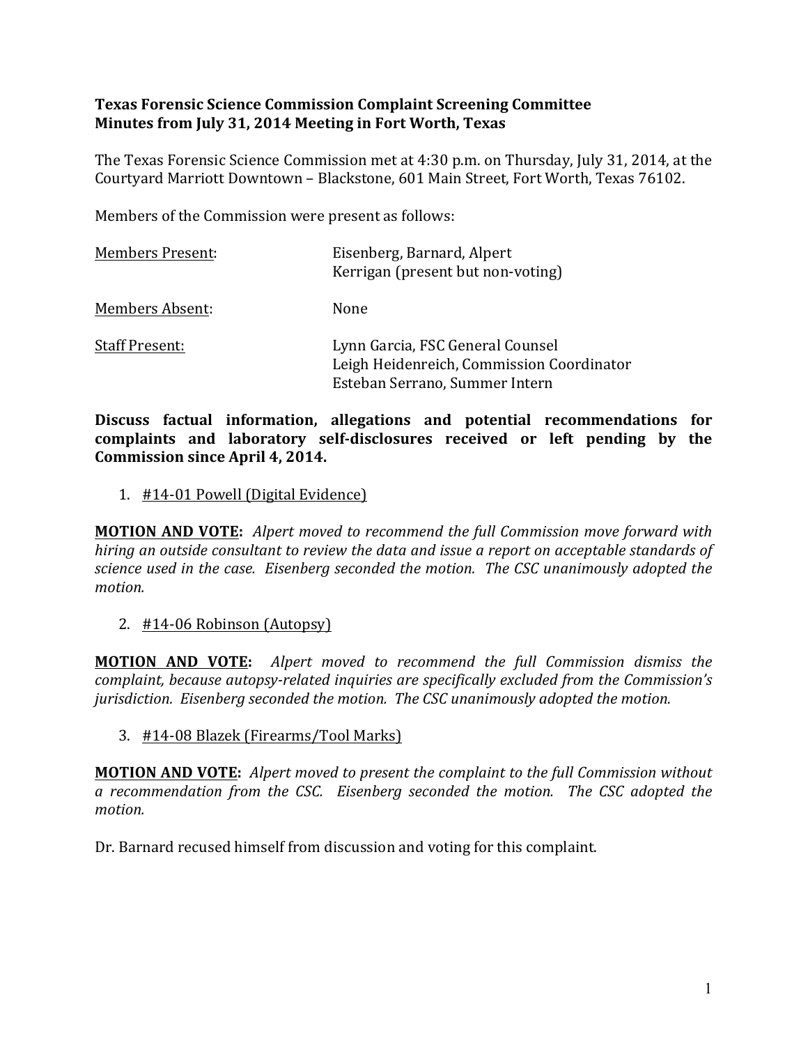**Texas Forensic Science Commission Complaint Screening Committee**
**Minutes from July 31, 2014 Meeting in Fort Worth, Texas**

The Texas Forensic Science Commission met at 4:30 p.m. on Thursday, July 31, 2014, at the Courtyard Marriott Downtown – Blackstone, 601 Main Street, Fort Worth, Texas 76102.

Members of the Commission were present as follows:

| | |
|---|---|
| Members Present: | Eisenberg, Barnard, Alpert<br>Kerrigan (present but non-voting) |
| Members Absent: | None |
| Staff Present: | Lynn Garcia, FSC General Counsel<br>Leigh Heidenreich, Commission Coordinator<br>Esteban Serrano, Summer Intern |

**Discuss factual information, allegations and potential recommendations for complaints and laboratory self-disclosures received or left pending by the Commission since April 4, 2014.**

1. #14-01 Powell (Digital Evidence)

**MOTION AND VOTE:** *Alpert moved to recommend the full Commission move forward with hiring an outside consultant to review the data and issue a report on acceptable standards of science used in the case. Eisenberg seconded the motion. The CSC unanimously adopted the motion.*

2. #14-06 Robinson (Autopsy)

**MOTION AND VOTE:** *Alpert moved to recommend the full Commission dismiss the complaint, because autopsy-related inquiries are specifically excluded from the Commission's jurisdiction. Eisenberg seconded the motion. The CSC unanimously adopted the motion.*

3. #14-08 Blazek (Firearms/Tool Marks)

**MOTION AND VOTE:** *Alpert moved to present the complaint to the full Commission without a recommendation from the CSC. Eisenberg seconded the motion. The CSC adopted the motion.*

Dr. Barnard recused himself from discussion and voting for this complaint.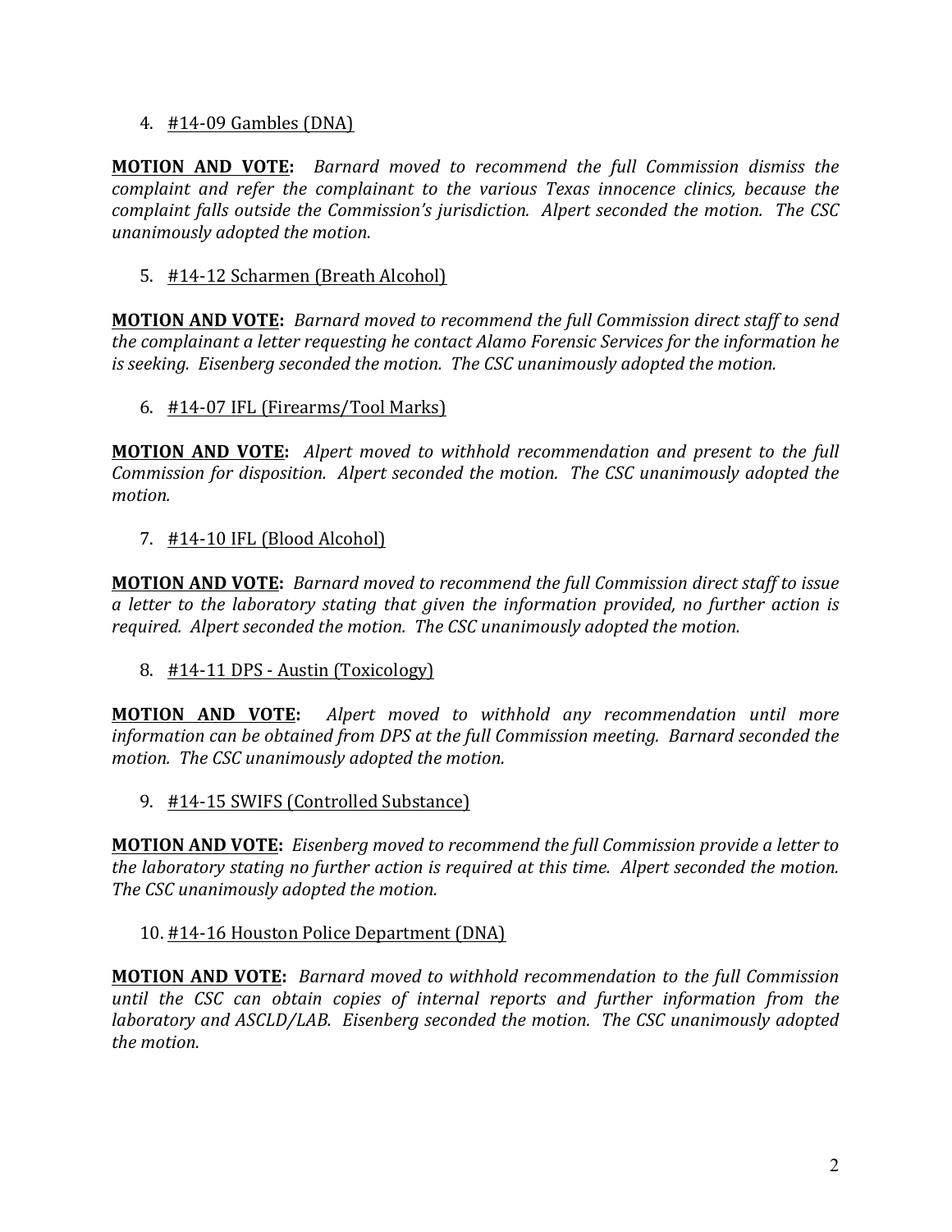4. #14-09 Gambles (DNA)

**MOTION AND VOTE:** *Barnard moved to recommend the full Commission dismiss the complaint and refer the complainant to the various Texas innocence clinics, because the complaint falls outside the Commission's jurisdiction. Alpert seconded the motion. The CSC unanimously adopted the motion.*

5. #14-12 Scharmen (Breath Alcohol)

**MOTION AND VOTE:** *Barnard moved to recommend the full Commission direct staff to send the complainant a letter requesting he contact Alamo Forensic Services for the information he is seeking. Eisenberg seconded the motion. The CSC unanimously adopted the motion.*

6. #14-07 IFL (Firearms/Tool Marks)

**MOTION AND VOTE:** *Alpert moved to withhold recommendation and present to the full Commission for disposition. Alpert seconded the motion. The CSC unanimously adopted the motion.*

7. #14-10 IFL (Blood Alcohol)

**MOTION AND VOTE:** *Barnard moved to recommend the full Commission direct staff to issue a letter to the laboratory stating that given the information provided, no further action is required. Alpert seconded the motion. The CSC unanimously adopted the motion.*

8. #14-11 DPS - Austin (Toxicology)

**MOTION AND VOTE:** *Alpert moved to withhold any recommendation until more information can be obtained from DPS at the full Commission meeting. Barnard seconded the motion. The CSC unanimously adopted the motion.*

9. #14-15 SWIFS (Controlled Substance)

**MOTION AND VOTE:** *Eisenberg moved to recommend the full Commission provide a letter to the laboratory stating no further action is required at this time. Alpert seconded the motion. The CSC unanimously adopted the motion.*

10. #14-16 Houston Police Department (DNA)

**MOTION AND VOTE:** *Barnard moved to withhold recommendation to the full Commission until the CSC can obtain copies of internal reports and further information from the laboratory and ASCLD/LAB. Eisenberg seconded the motion. The CSC unanimously adopted the motion.*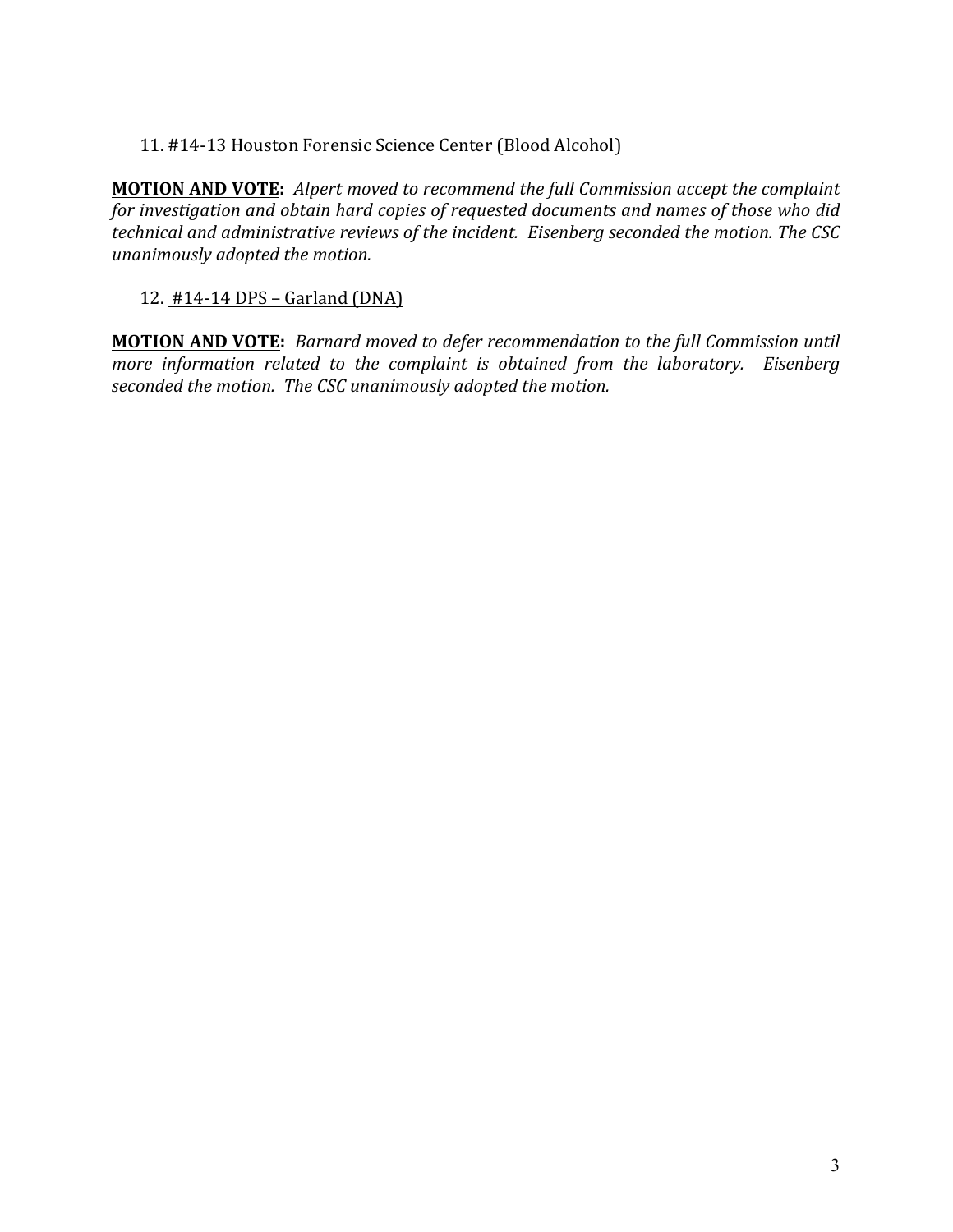11. <u>#14-13 Houston Forensic Science Center (Blood Alcohol)</u>

**<u>MOTION AND VOTE</u>:** *Alpert moved to recommend the full Commission accept the complaint for investigation and obtain hard copies of requested documents and names of those who did technical and administrative reviews of the incident. Eisenberg seconded the motion. The CSC unanimously adopted the motion.*

12. <u>#14-14 DPS – Garland (DNA)</u>

**<u>MOTION AND VOTE</u>:** *Barnard moved to defer recommendation to the full Commission until more information related to the complaint is obtained from the laboratory. Eisenberg seconded the motion. The CSC unanimously adopted the motion.*